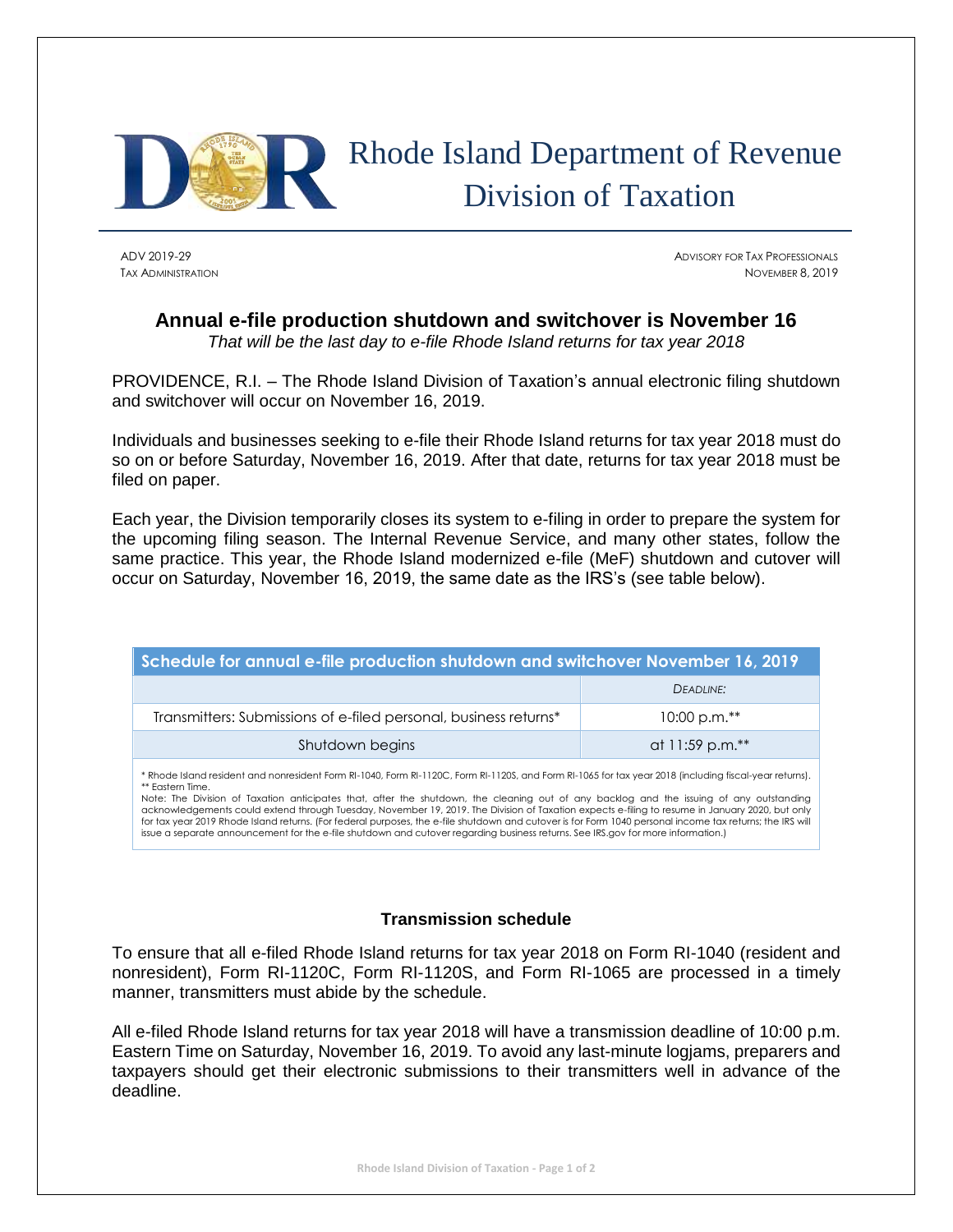# Rhode Island Department of Revenue Division of Taxation

ADV 2019-29
TAX ADMINISTRATION

ADVISORY FOR TAX PROFESSIONALS
NOVEMBER 8, 2019

## Annual e-file production shutdown and switchover is November 16

*That will be the last day to e-file Rhode Island returns for tax year 2018*

PROVIDENCE, R.I. – The Rhode Island Division of Taxation's annual electronic filing shutdown and switchover will occur on November 16, 2019.

Individuals and businesses seeking to e-file their Rhode Island returns for tax year 2018 must do so on or before Saturday, November 16, 2019. After that date, returns for tax year 2018 must be filed on paper.

Each year, the Division temporarily closes its system to e-filing in order to prepare the system for the upcoming filing season. The Internal Revenue Service, and many other states, follow the same practice. This year, the Rhode Island modernized e-file (MeF) shutdown and cutover will occur on Saturday, November 16, 2019, the same date as the IRS's (see table below).

| Schedule for annual e-file production shutdown and switchover November 16, 2019 | |
|---|---|
| | *DEADLINE:* |
| Transmitters: Submissions of e-filed personal, business returns* | 10:00 p.m.** |
| Shutdown begins | at 11:59 p.m.** |

\* Rhode Island resident and nonresident Form RI-1040, Form RI-1120C, Form RI-1120S, and Form RI-1065 for tax year 2018 (including fiscal-year returns).
** Eastern Time.
Note: The Division of Taxation anticipates that, after the shutdown, the cleaning out of any backlog and the issuing of any outstanding acknowledgements could extend through Tuesday, November 19, 2019. The Division of Taxation expects e-filing to resume in January 2020, but only for tax year 2019 Rhode Island returns. (For federal purposes, the e-file shutdown and cutover is for Form 1040 personal income tax returns; the IRS will issue a separate announcement for the e-file shutdown and cutover regarding business returns. See IRS.gov for more information.)

### Transmission schedule

To ensure that all e-filed Rhode Island returns for tax year 2018 on Form RI-1040 (resident and nonresident), Form RI-1120C, Form RI-1120S, and Form RI-1065 are processed in a timely manner, transmitters must abide by the schedule.

All e-filed Rhode Island returns for tax year 2018 will have a transmission deadline of 10:00 p.m. Eastern Time on Saturday, November 16, 2019. To avoid any last-minute logjams, preparers and taxpayers should get their electronic submissions to their transmitters well in advance of the deadline.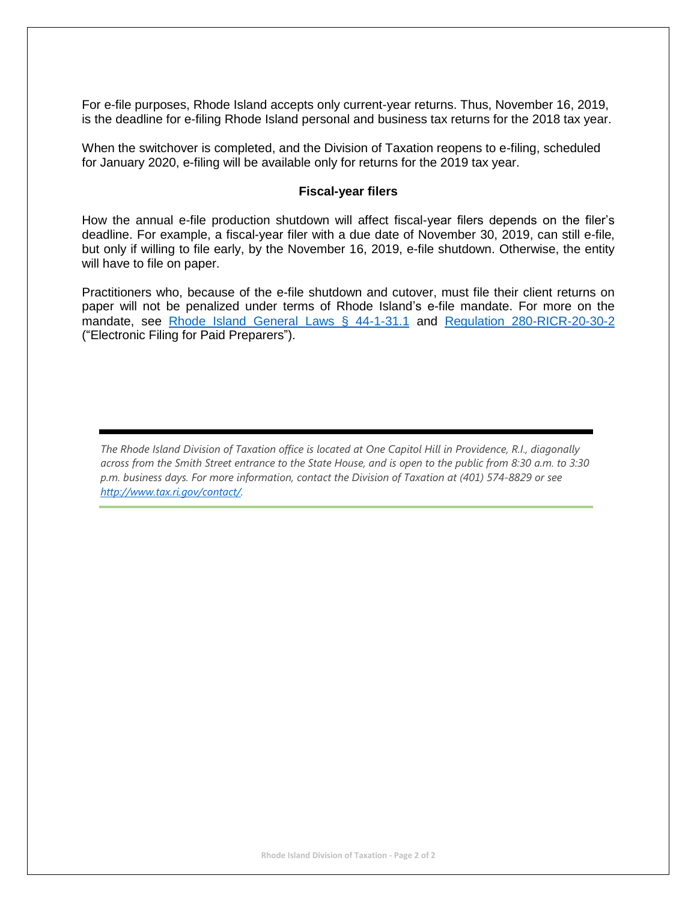For e-file purposes, Rhode Island accepts only current-year returns. Thus, November 16, 2019, is the deadline for e-filing Rhode Island personal and business tax returns for the 2018 tax year.

When the switchover is completed, and the Division of Taxation reopens to e-filing, scheduled for January 2020, e-filing will be available only for returns for the 2019 tax year.

### Fiscal-year filers

How the annual e-file production shutdown will affect fiscal-year filers depends on the filer's deadline. For example, a fiscal-year filer with a due date of November 30, 2019, can still e-file, but only if willing to file early, by the November 16, 2019, e-file shutdown. Otherwise, the entity will have to file on paper.

Practitioners who, because of the e-file shutdown and cutover, must file their client returns on paper will not be penalized under terms of Rhode Island's e-file mandate. For more on the mandate, see [Rhode Island General Laws § 44-1-31.1] and [Regulation 280-RICR-20-30-2] ("Electronic Filing for Paid Preparers").

---

*The Rhode Island Division of Taxation office is located at One Capitol Hill in Providence, R.I., diagonally across from the Smith Street entrance to the State House, and is open to the public from 8:30 a.m. to 3:30 p.m. business days. For more information, contact the Division of Taxation at (401) 574-8829 or see http://www.tax.ri.gov/contact/.*